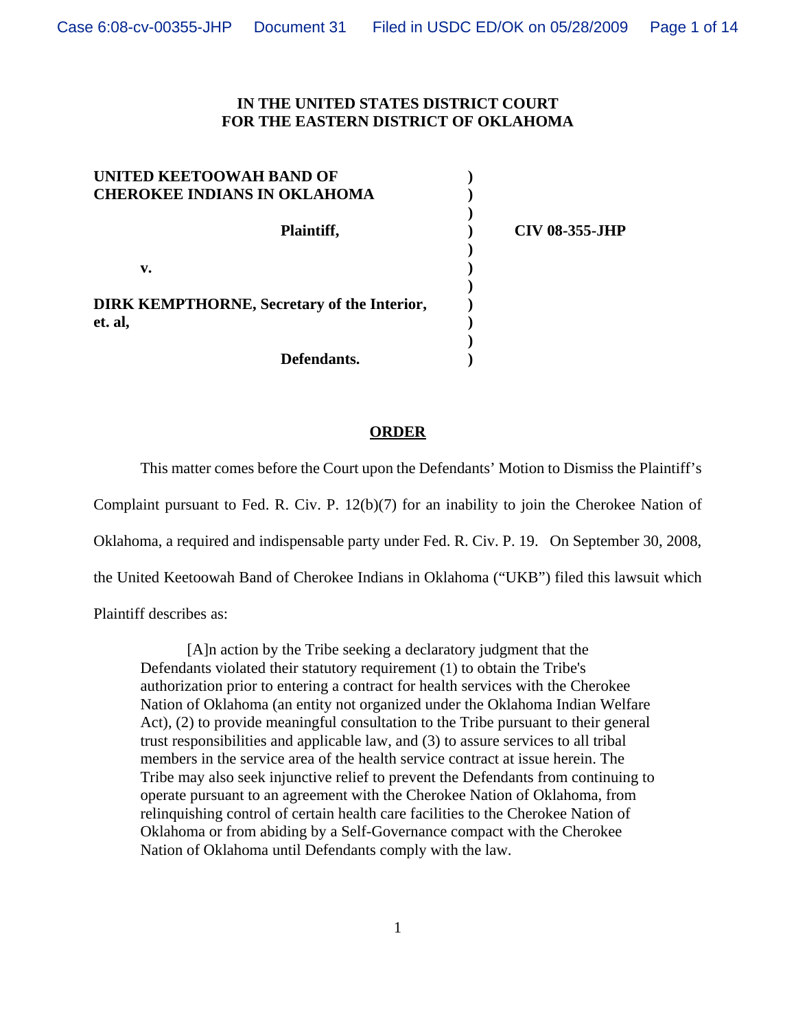IN THE UNITED STATES DISTRICT COURT
FOR THE EASTERN DISTRICT OF OKLAHOMA

| | | |
|---|---|---|
| **UNITED KEETOOWAH BAND OF CHEROKEE INDIANS IN OKLAHOMA** | ) | |
| **Plaintiff,** | ) | **CIV 08-355-JHP** |
| **v.** | ) | |
| **DIRK KEMPTHORNE, Secretary of the Interior, et. al,** | ) | |
| **Defendants.** | ) | |

## ORDER

This matter comes before the Court upon the Defendants' Motion to Dismiss the Plaintiff's Complaint pursuant to Fed. R. Civ. P. 12(b)(7) for an inability to join the Cherokee Nation of Oklahoma, a required and indispensable party under Fed. R. Civ. P. 19. On September 30, 2008, the United Keetoowah Band of Cherokee Indians in Oklahoma ("UKB") filed this lawsuit which Plaintiff describes as:

> [A]n action by the Tribe seeking a declaratory judgment that the Defendants violated their statutory requirement (1) to obtain the Tribe's authorization prior to entering a contract for health services with the Cherokee Nation of Oklahoma (an entity not organized under the Oklahoma Indian Welfare Act), (2) to provide meaningful consultation to the Tribe pursuant to their general trust responsibilities and applicable law, and (3) to assure services to all tribal members in the service area of the health service contract at issue herein. The Tribe may also seek injunctive relief to prevent the Defendants from continuing to operate pursuant to an agreement with the Cherokee Nation of Oklahoma, from relinquishing control of certain health care facilities to the Cherokee Nation of Oklahoma or from abiding by a Self-Governance compact with the Cherokee Nation of Oklahoma until Defendants comply with the law.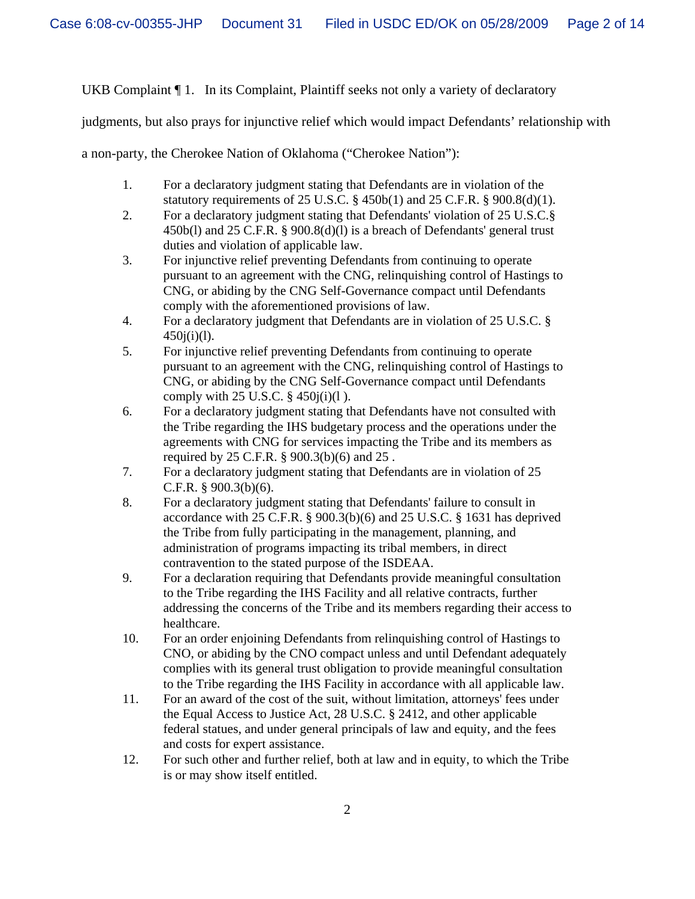UKB Complaint ¶ 1. In its Complaint, Plaintiff seeks not only a variety of declaratory judgments, but also prays for injunctive relief which would impact Defendants' relationship with a non-party, the Cherokee Nation of Oklahoma ("Cherokee Nation"):

1. For a declaratory judgment stating that Defendants are in violation of the statutory requirements of 25 U.S.C. § 450b(1) and 25 C.F.R. § 900.8(d)(1).
2. For a declaratory judgment stating that Defendants' violation of 25 U.S.C.§ 450b(l) and 25 C.F.R. § 900.8(d)(l) is a breach of Defendants' general trust duties and violation of applicable law.
3. For injunctive relief preventing Defendants from continuing to operate pursuant to an agreement with the CNG, relinquishing control of Hastings to CNG, or abiding by the CNG Self-Governance compact until Defendants comply with the aforementioned provisions of law.
4. For a declaratory judgment that Defendants are in violation of 25 U.S.C. § 450j(i)(l).
5. For injunctive relief preventing Defendants from continuing to operate pursuant to an agreement with the CNG, relinquishing control of Hastings to CNG, or abiding by the CNG Self-Governance compact until Defendants comply with 25 U.S.C. § 450j(i)(l ).
6. For a declaratory judgment stating that Defendants have not consulted with the Tribe regarding the IHS budgetary process and the operations under the agreements with CNG for services impacting the Tribe and its members as required by 25 C.F.R. § 900.3(b)(6) and 25 .
7. For a declaratory judgment stating that Defendants are in violation of 25 C.F.R. § 900.3(b)(6).
8. For a declaratory judgment stating that Defendants' failure to consult in accordance with 25 C.F.R. § 900.3(b)(6) and 25 U.S.C. § 1631 has deprived the Tribe from fully participating in the management, planning, and administration of programs impacting its tribal members, in direct contravention to the stated purpose of the ISDEAA.
9. For a declaration requiring that Defendants provide meaningful consultation to the Tribe regarding the IHS Facility and all relative contracts, further addressing the concerns of the Tribe and its members regarding their access to healthcare.
10. For an order enjoining Defendants from relinquishing control of Hastings to CNO, or abiding by the CNO compact unless and until Defendant adequately complies with its general trust obligation to provide meaningful consultation to the Tribe regarding the IHS Facility in accordance with all applicable law.
11. For an award of the cost of the suit, without limitation, attorneys' fees under the Equal Access to Justice Act, 28 U.S.C. § 2412, and other applicable federal statues, and under general principals of law and equity, and the fees and costs for expert assistance.
12. For such other and further relief, both at law and in equity, to which the Tribe is or may show itself entitled.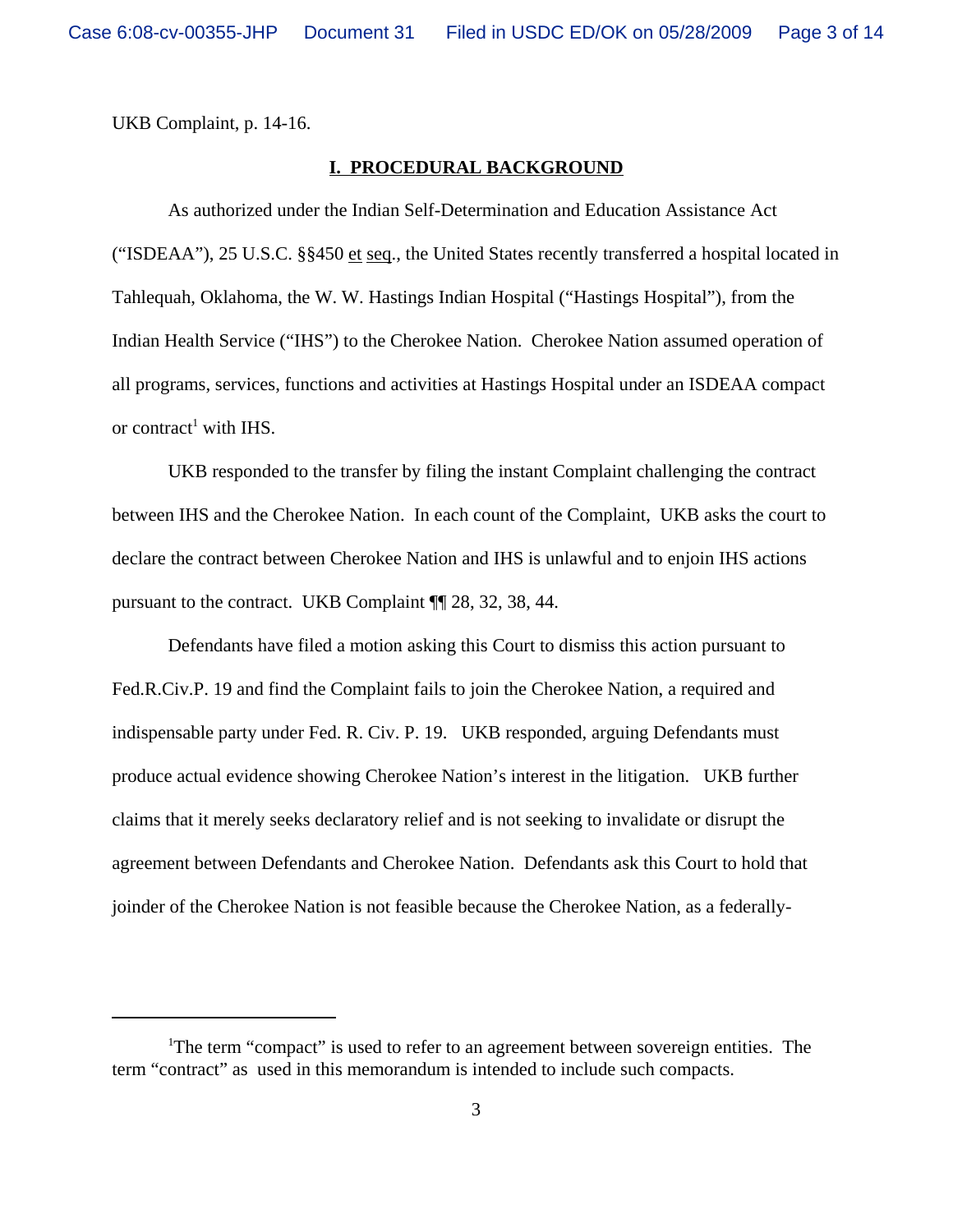UKB Complaint, p. 14-16.

## I. PROCEDURAL BACKGROUND

As authorized under the Indian Self-Determination and Education Assistance Act ("ISDEAA"), 25 U.S.C. §§450 et seq., the United States recently transferred a hospital located in Tahlequah, Oklahoma, the W. W. Hastings Indian Hospital ("Hastings Hospital"), from the Indian Health Service ("IHS") to the Cherokee Nation. Cherokee Nation assumed operation of all programs, services, functions and activities at Hastings Hospital under an ISDEAA compact or contract[1] with IHS.

UKB responded to the transfer by filing the instant Complaint challenging the contract between IHS and the Cherokee Nation. In each count of the Complaint, UKB asks the court to declare the contract between Cherokee Nation and IHS is unlawful and to enjoin IHS actions pursuant to the contract. UKB Complaint ¶¶ 28, 32, 38, 44.

Defendants have filed a motion asking this Court to dismiss this action pursuant to Fed.R.Civ.P. 19 and find the Complaint fails to join the Cherokee Nation, a required and indispensable party under Fed. R. Civ. P. 19. UKB responded, arguing Defendants must produce actual evidence showing Cherokee Nation's interest in the litigation. UKB further claims that it merely seeks declaratory relief and is not seeking to invalidate or disrupt the agreement between Defendants and Cherokee Nation. Defendants ask this Court to hold that joinder of the Cherokee Nation is not feasible because the Cherokee Nation, as a federally-

---

[1]The term "compact" is used to refer to an agreement between sovereign entities. The term "contract" as used in this memorandum is intended to include such compacts.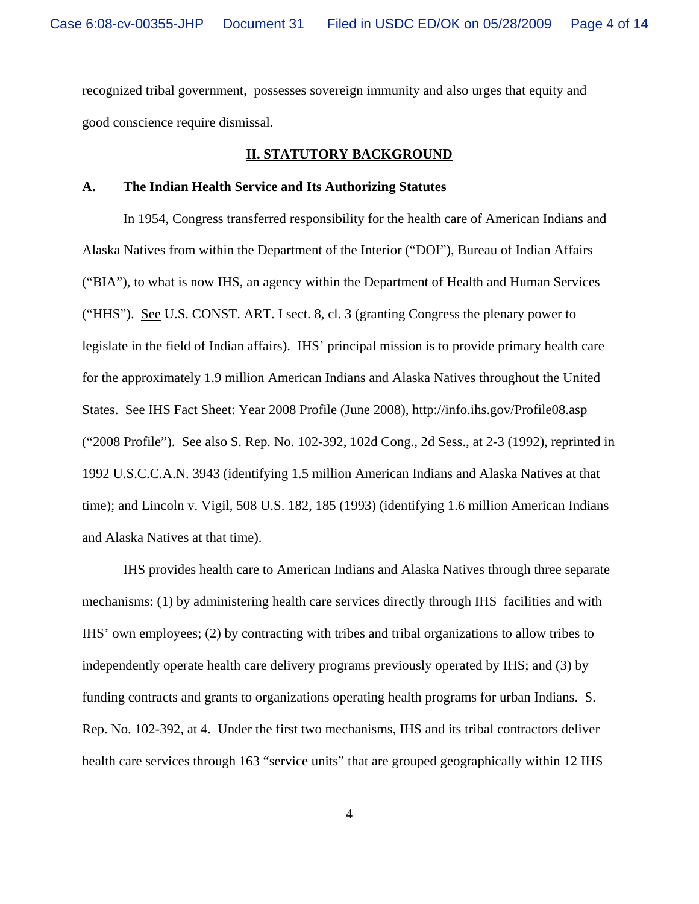recognized tribal government, possesses sovereign immunity and also urges that equity and good conscience require dismissal.

## II. STATUTORY BACKGROUND

### A. The Indian Health Service and Its Authorizing Statutes

In 1954, Congress transferred responsibility for the health care of American Indians and Alaska Natives from within the Department of the Interior ("DOI"), Bureau of Indian Affairs ("BIA"), to what is now IHS, an agency within the Department of Health and Human Services ("HHS"). See U.S. CONST. ART. I sect. 8, cl. 3 (granting Congress the plenary power to legislate in the field of Indian affairs). IHS' principal mission is to provide primary health care for the approximately 1.9 million American Indians and Alaska Natives throughout the United States. See IHS Fact Sheet: Year 2008 Profile (June 2008), http://info.ihs.gov/Profile08.asp ("2008 Profile"). See also S. Rep. No. 102-392, 102d Cong., 2d Sess., at 2-3 (1992), reprinted in 1992 U.S.C.C.A.N. 3943 (identifying 1.5 million American Indians and Alaska Natives at that time); and Lincoln v. Vigil, 508 U.S. 182, 185 (1993) (identifying 1.6 million American Indians and Alaska Natives at that time).

IHS provides health care to American Indians and Alaska Natives through three separate mechanisms: (1) by administering health care services directly through IHS facilities and with IHS' own employees; (2) by contracting with tribes and tribal organizations to allow tribes to independently operate health care delivery programs previously operated by IHS; and (3) by funding contracts and grants to organizations operating health programs for urban Indians. S. Rep. No. 102-392, at 4. Under the first two mechanisms, IHS and its tribal contractors deliver health care services through 163 "service units" that are grouped geographically within 12 IHS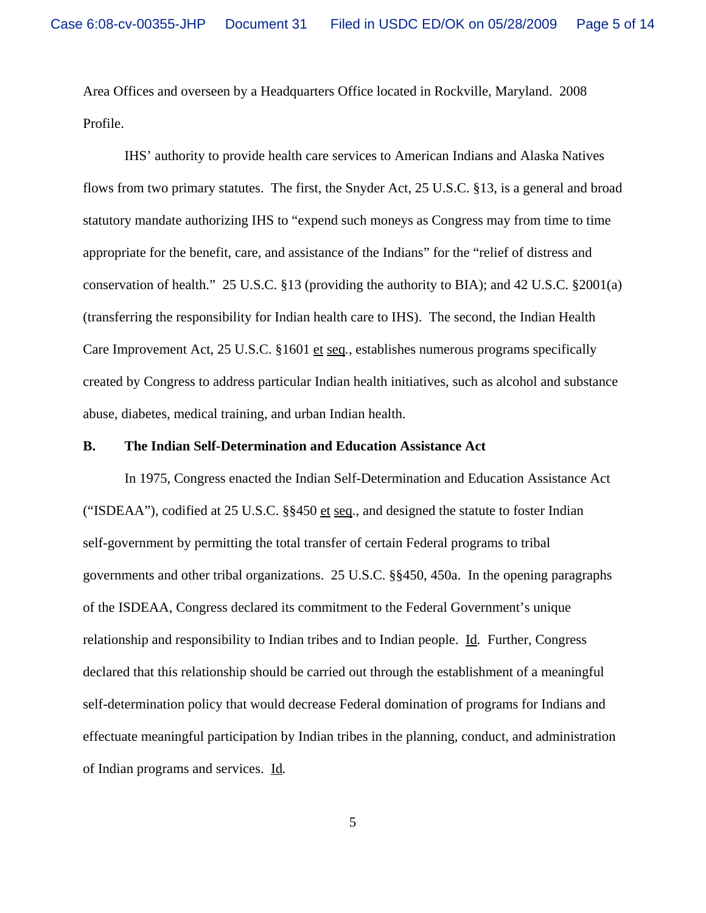Area Offices and overseen by a Headquarters Office located in Rockville, Maryland. 2008 Profile.

IHS' authority to provide health care services to American Indians and Alaska Natives flows from two primary statutes. The first, the Snyder Act, 25 U.S.C. §13, is a general and broad statutory mandate authorizing IHS to "expend such moneys as Congress may from time to time appropriate for the benefit, care, and assistance of the Indians" for the "relief of distress and conservation of health." 25 U.S.C. §13 (providing the authority to BIA); and 42 U.S.C. §2001(a) (transferring the responsibility for Indian health care to IHS). The second, the Indian Health Care Improvement Act, 25 U.S.C. §1601 et seq., establishes numerous programs specifically created by Congress to address particular Indian health initiatives, such as alcohol and substance abuse, diabetes, medical training, and urban Indian health.

**B. The Indian Self-Determination and Education Assistance Act**

In 1975, Congress enacted the Indian Self-Determination and Education Assistance Act ("ISDEAA"), codified at 25 U.S.C. §§450 et seq., and designed the statute to foster Indian self-government by permitting the total transfer of certain Federal programs to tribal governments and other tribal organizations. 25 U.S.C. §§450, 450a. In the opening paragraphs of the ISDEAA, Congress declared its commitment to the Federal Government's unique relationship and responsibility to Indian tribes and to Indian people. Id. Further, Congress declared that this relationship should be carried out through the establishment of a meaningful self-determination policy that would decrease Federal domination of programs for Indians and effectuate meaningful participation by Indian tribes in the planning, conduct, and administration of Indian programs and services. Id.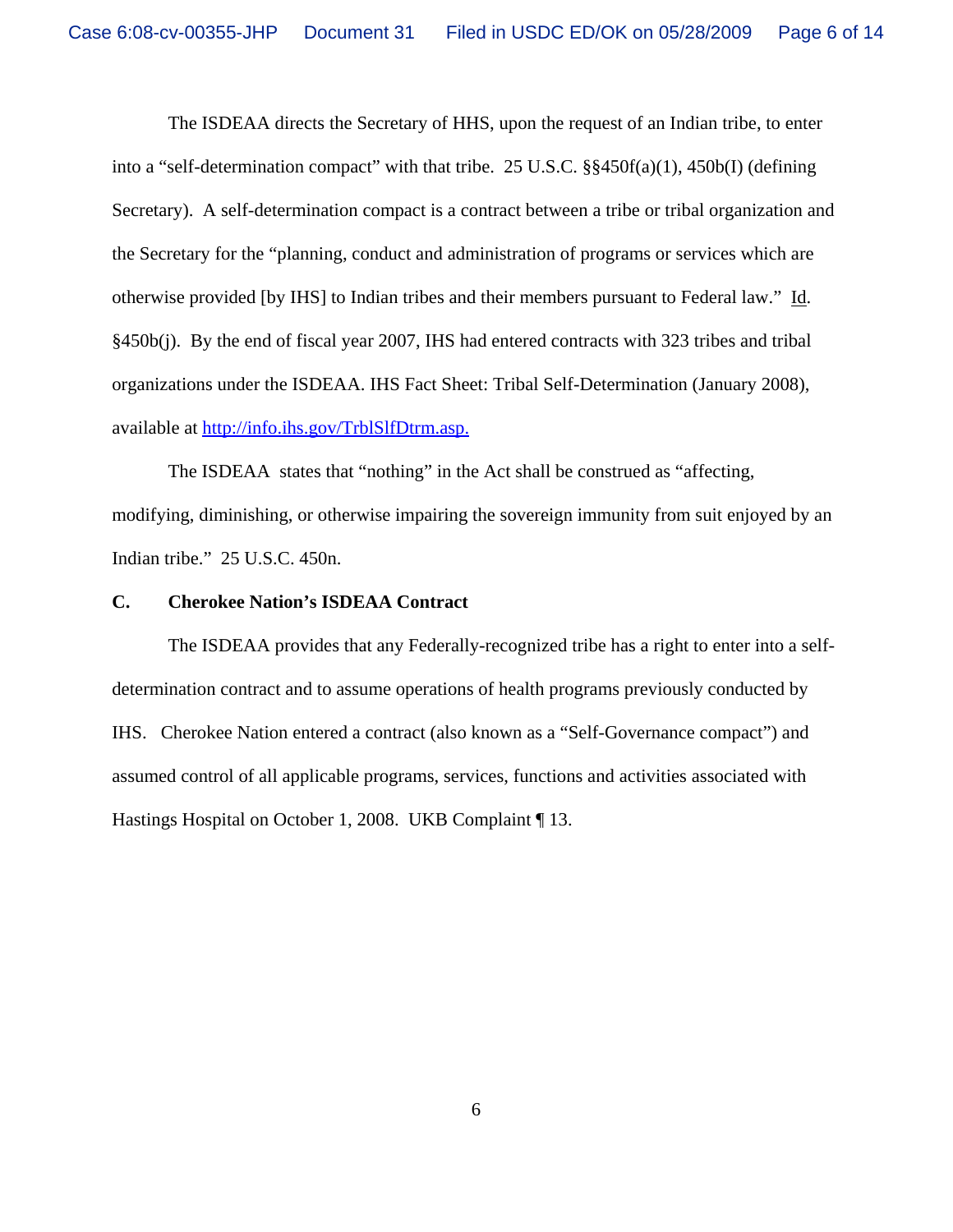The ISDEAA directs the Secretary of HHS, upon the request of an Indian tribe, to enter into a "self-determination compact" with that tribe. 25 U.S.C. §§450f(a)(1), 450b(I) (defining Secretary). A self-determination compact is a contract between a tribe or tribal organization and the Secretary for the "planning, conduct and administration of programs or services which are otherwise provided [by IHS] to Indian tribes and their members pursuant to Federal law." Id. §450b(j). By the end of fiscal year 2007, IHS had entered contracts with 323 tribes and tribal organizations under the ISDEAA. IHS Fact Sheet: Tribal Self-Determination (January 2008), available at [http://info.ihs.gov/TrblSlfDtrm.asp.](http://info.ihs.gov/TrblSlfDtrm.asp)

The ISDEAA states that "nothing" in the Act shall be construed as "affecting, modifying, diminishing, or otherwise impairing the sovereign immunity from suit enjoyed by an Indian tribe." 25 U.S.C. 450n.

### C. Cherokee Nation's ISDEAA Contract

The ISDEAA provides that any Federally-recognized tribe has a right to enter into a self-determination contract and to assume operations of health programs previously conducted by IHS. Cherokee Nation entered a contract (also known as a "Self-Governance compact") and assumed control of all applicable programs, services, functions and activities associated with Hastings Hospital on October 1, 2008. UKB Complaint ¶ 13.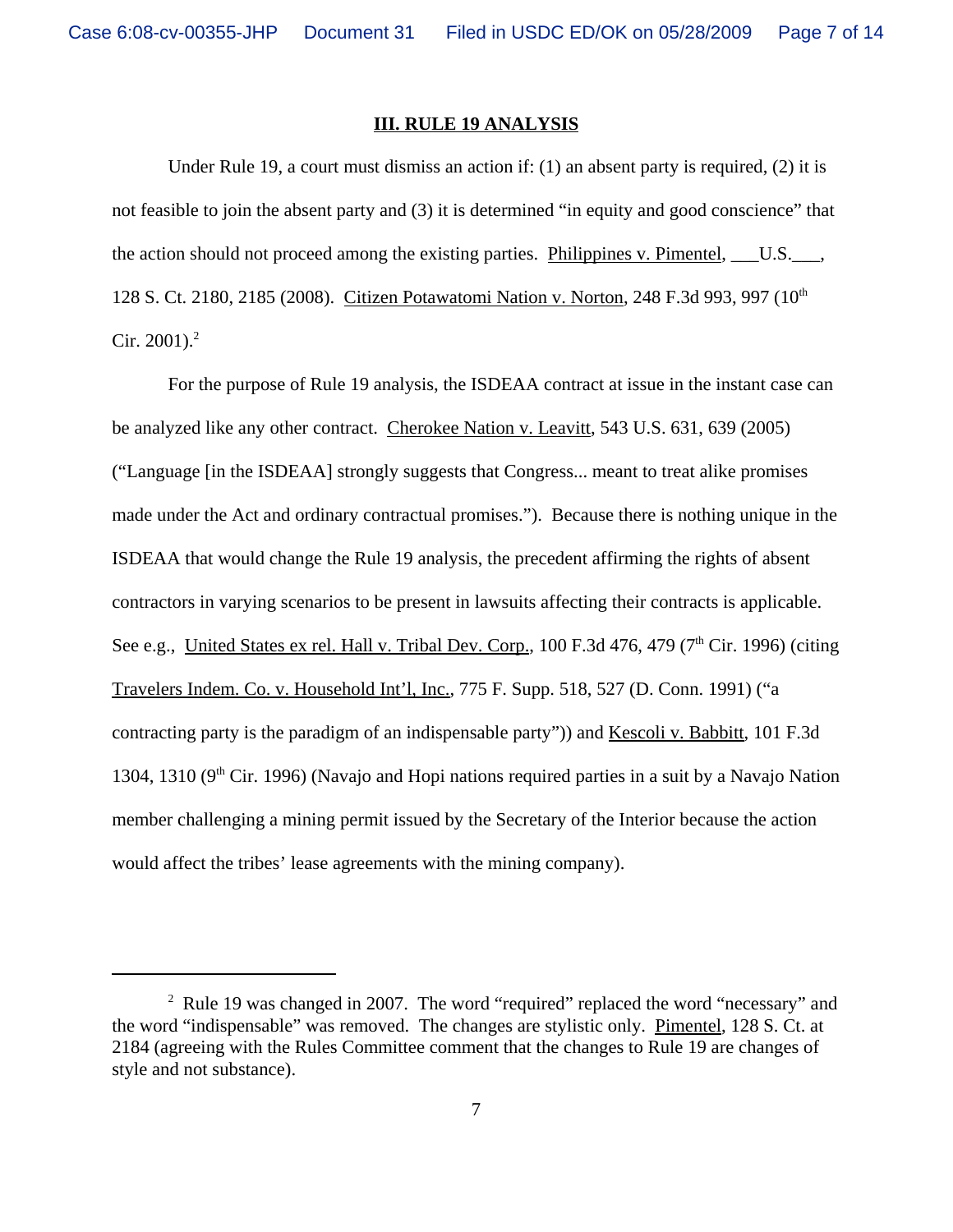## III. RULE 19 ANALYSIS

Under Rule 19, a court must dismiss an action if: (1) an absent party is required, (2) it is not feasible to join the absent party and (3) it is determined "in equity and good conscience" that the action should not proceed among the existing parties. Philippines v. Pimentel, ___U.S.___, 128 S. Ct. 2180, 2185 (2008). Citizen Potawatomi Nation v. Norton, 248 F.3d 993, 997 (10th Cir. 2001).[2]

For the purpose of Rule 19 analysis, the ISDEAA contract at issue in the instant case can be analyzed like any other contract. Cherokee Nation v. Leavitt, 543 U.S. 631, 639 (2005) ("Language [in the ISDEAA] strongly suggests that Congress... meant to treat alike promises made under the Act and ordinary contractual promises."). Because there is nothing unique in the ISDEAA that would change the Rule 19 analysis, the precedent affirming the rights of absent contractors in varying scenarios to be present in lawsuits affecting their contracts is applicable. See e.g., United States ex rel. Hall v. Tribal Dev. Corp., 100 F.3d 476, 479 (7th Cir. 1996) (citing Travelers Indem. Co. v. Household Int'l, Inc., 775 F. Supp. 518, 527 (D. Conn. 1991) ("a contracting party is the paradigm of an indispensable party")) and Kescoli v. Babbitt, 101 F.3d 1304, 1310 (9th Cir. 1996) (Navajo and Hopi nations required parties in a suit by a Navajo Nation member challenging a mining permit issued by the Secretary of the Interior because the action would affect the tribes' lease agreements with the mining company).

---

[2] Rule 19 was changed in 2007. The word "required" replaced the word "necessary" and the word "indispensable" was removed. The changes are stylistic only. Pimentel, 128 S. Ct. at 2184 (agreeing with the Rules Committee comment that the changes to Rule 19 are changes of style and not substance).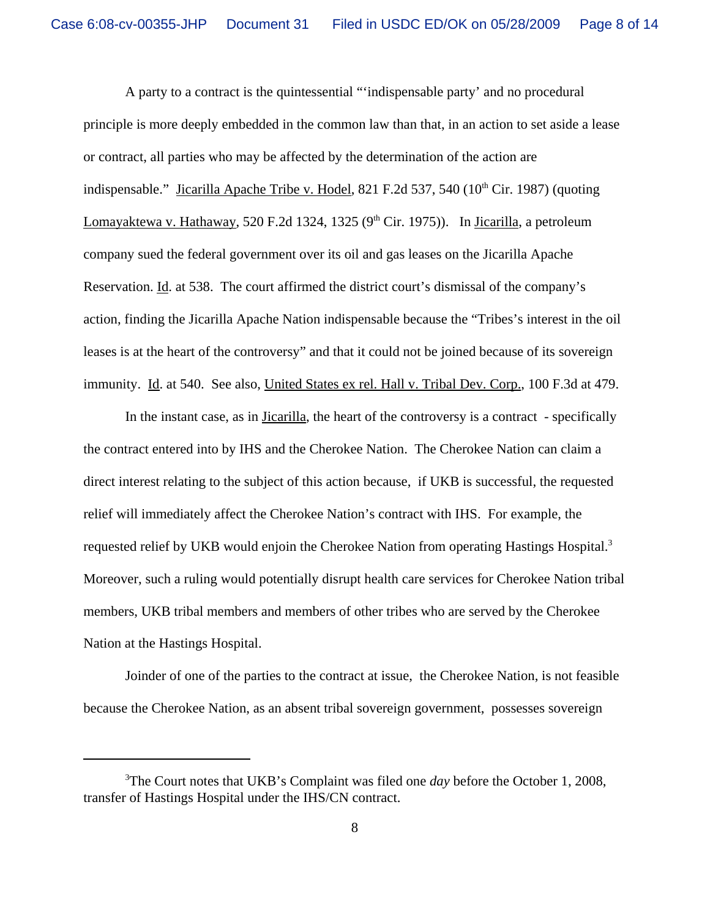A party to a contract is the quintessential "'indispensable party' and no procedural principle is more deeply embedded in the common law than that, in an action to set aside a lease or contract, all parties who may be affected by the determination of the action are indispensable." Jicarilla Apache Tribe v. Hodel, 821 F.2d 537, 540 (10th Cir. 1987) (quoting Lomayaktewa v. Hathaway, 520 F.2d 1324, 1325 (9th Cir. 1975)). In Jicarilla, a petroleum company sued the federal government over its oil and gas leases on the Jicarilla Apache Reservation. Id. at 538. The court affirmed the district court's dismissal of the company's action, finding the Jicarilla Apache Nation indispensable because the "Tribes's interest in the oil leases is at the heart of the controversy" and that it could not be joined because of its sovereign immunity. Id. at 540. See also, United States ex rel. Hall v. Tribal Dev. Corp., 100 F.3d at 479.

In the instant case, as in Jicarilla, the heart of the controversy is a contract - specifically the contract entered into by IHS and the Cherokee Nation. The Cherokee Nation can claim a direct interest relating to the subject of this action because, if UKB is successful, the requested relief will immediately affect the Cherokee Nation's contract with IHS. For example, the requested relief by UKB would enjoin the Cherokee Nation from operating Hastings Hospital.[3] Moreover, such a ruling would potentially disrupt health care services for Cherokee Nation tribal members, UKB tribal members and members of other tribes who are served by the Cherokee Nation at the Hastings Hospital.

Joinder of one of the parties to the contract at issue, the Cherokee Nation, is not feasible because the Cherokee Nation, as an absent tribal sovereign government, possesses sovereign

---

[3]The Court notes that UKB's Complaint was filed one *day* before the October 1, 2008, transfer of Hastings Hospital under the IHS/CN contract.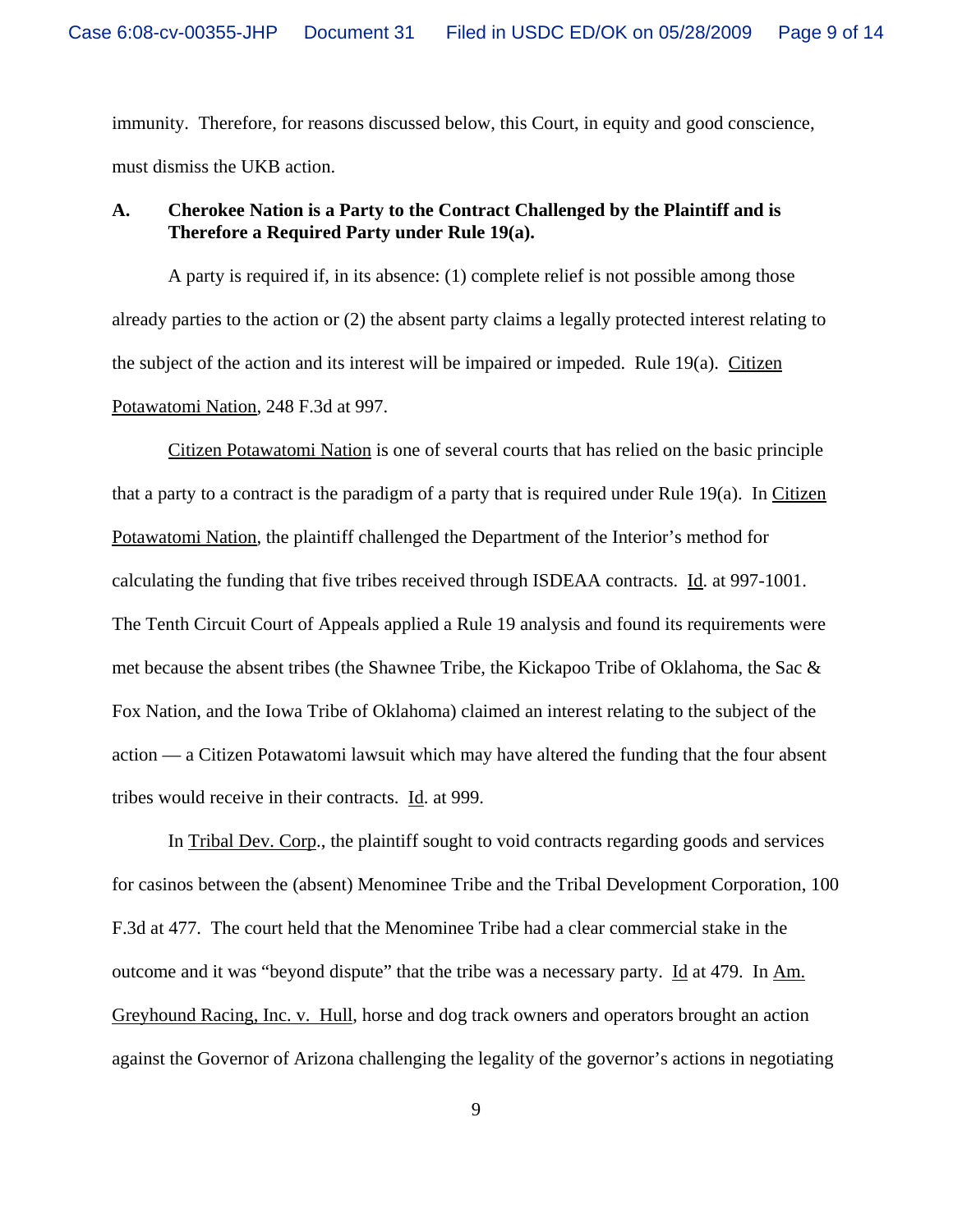immunity. Therefore, for reasons discussed below, this Court, in equity and good conscience, must dismiss the UKB action.

**A. Cherokee Nation is a Party to the Contract Challenged by the Plaintiff and is Therefore a Required Party under Rule 19(a).**

A party is required if, in its absence: (1) complete relief is not possible among those already parties to the action or (2) the absent party claims a legally protected interest relating to the subject of the action and its interest will be impaired or impeded. Rule 19(a). Citizen Potawatomi Nation, 248 F.3d at 997.

Citizen Potawatomi Nation is one of several courts that has relied on the basic principle that a party to a contract is the paradigm of a party that is required under Rule 19(a). In Citizen Potawatomi Nation, the plaintiff challenged the Department of the Interior's method for calculating the funding that five tribes received through ISDEAA contracts. Id. at 997-1001. The Tenth Circuit Court of Appeals applied a Rule 19 analysis and found its requirements were met because the absent tribes (the Shawnee Tribe, the Kickapoo Tribe of Oklahoma, the Sac & Fox Nation, and the Iowa Tribe of Oklahoma) claimed an interest relating to the subject of the action — a Citizen Potawatomi lawsuit which may have altered the funding that the four absent tribes would receive in their contracts. Id. at 999.

In Tribal Dev. Corp., the plaintiff sought to void contracts regarding goods and services for casinos between the (absent) Menominee Tribe and the Tribal Development Corporation, 100 F.3d at 477. The court held that the Menominee Tribe had a clear commercial stake in the outcome and it was "beyond dispute" that the tribe was a necessary party. Id at 479. In Am. Greyhound Racing, Inc. v. Hull, horse and dog track owners and operators brought an action against the Governor of Arizona challenging the legality of the governor's actions in negotiating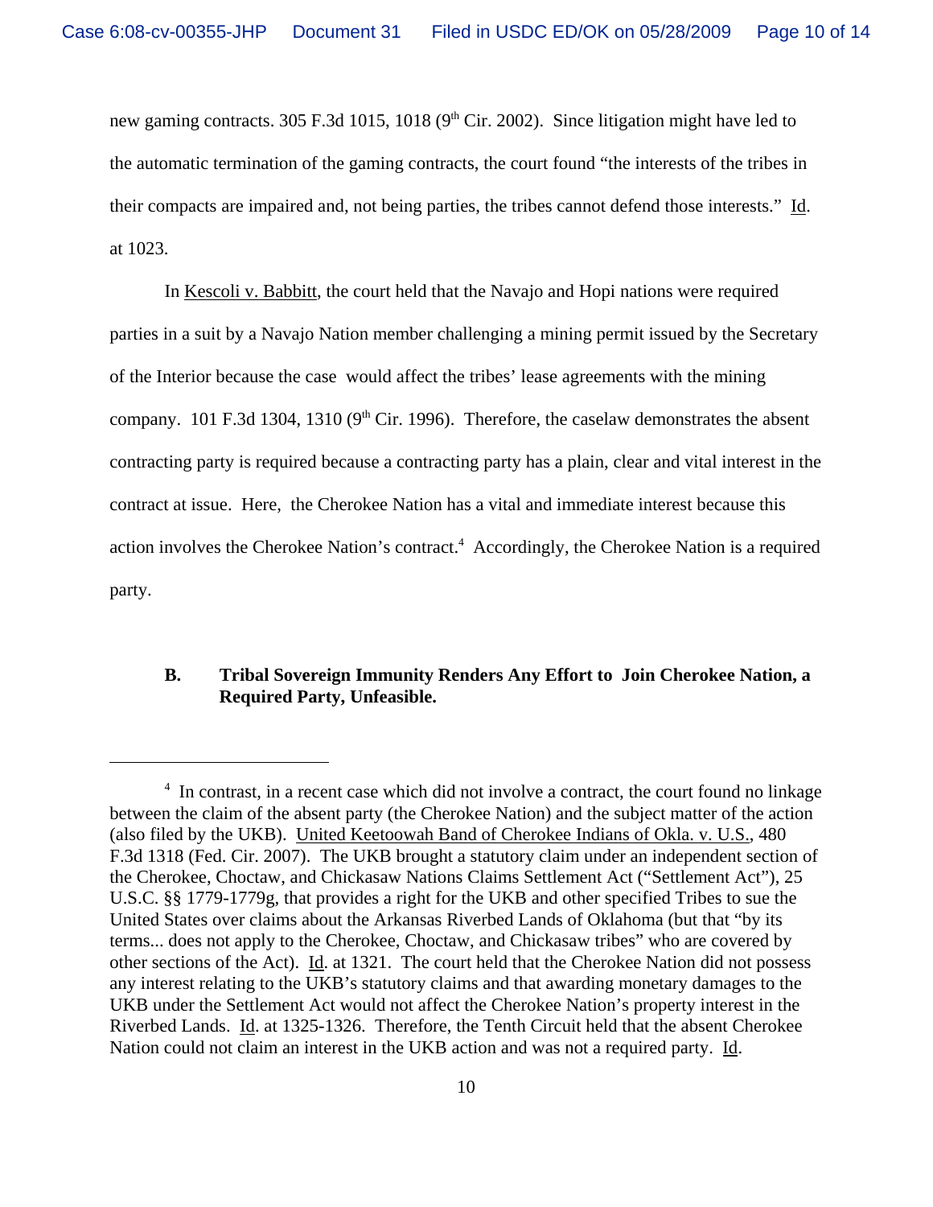new gaming contracts. 305 F.3d 1015, 1018 (9th Cir. 2002). Since litigation might have led to the automatic termination of the gaming contracts, the court found "the interests of the tribes in their compacts are impaired and, not being parties, the tribes cannot defend those interests." Id. at 1023.

In Kescoli v. Babbitt, the court held that the Navajo and Hopi nations were required parties in a suit by a Navajo Nation member challenging a mining permit issued by the Secretary of the Interior because the case would affect the tribes' lease agreements with the mining company. 101 F.3d 1304, 1310 (9th Cir. 1996). Therefore, the caselaw demonstrates the absent contracting party is required because a contracting party has a plain, clear and vital interest in the contract at issue. Here, the Cherokee Nation has a vital and immediate interest because this action involves the Cherokee Nation's contract.[4] Accordingly, the Cherokee Nation is a required party.

### B. Tribal Sovereign Immunity Renders Any Effort to Join Cherokee Nation, a Required Party, Unfeasible.

---

[4] In contrast, in a recent case which did not involve a contract, the court found no linkage between the claim of the absent party (the Cherokee Nation) and the subject matter of the action (also filed by the UKB). United Keetoowah Band of Cherokee Indians of Okla. v. U.S., 480 F.3d 1318 (Fed. Cir. 2007). The UKB brought a statutory claim under an independent section of the Cherokee, Choctaw, and Chickasaw Nations Claims Settlement Act ("Settlement Act"), 25 U.S.C. §§ 1779-1779g, that provides a right for the UKB and other specified Tribes to sue the United States over claims about the Arkansas Riverbed Lands of Oklahoma (but that "by its terms... does not apply to the Cherokee, Choctaw, and Chickasaw tribes" who are covered by other sections of the Act). Id. at 1321. The court held that the Cherokee Nation did not possess any interest relating to the UKB's statutory claims and that awarding monetary damages to the UKB under the Settlement Act would not affect the Cherokee Nation's property interest in the Riverbed Lands. Id. at 1325-1326. Therefore, the Tenth Circuit held that the absent Cherokee Nation could not claim an interest in the UKB action and was not a required party. Id.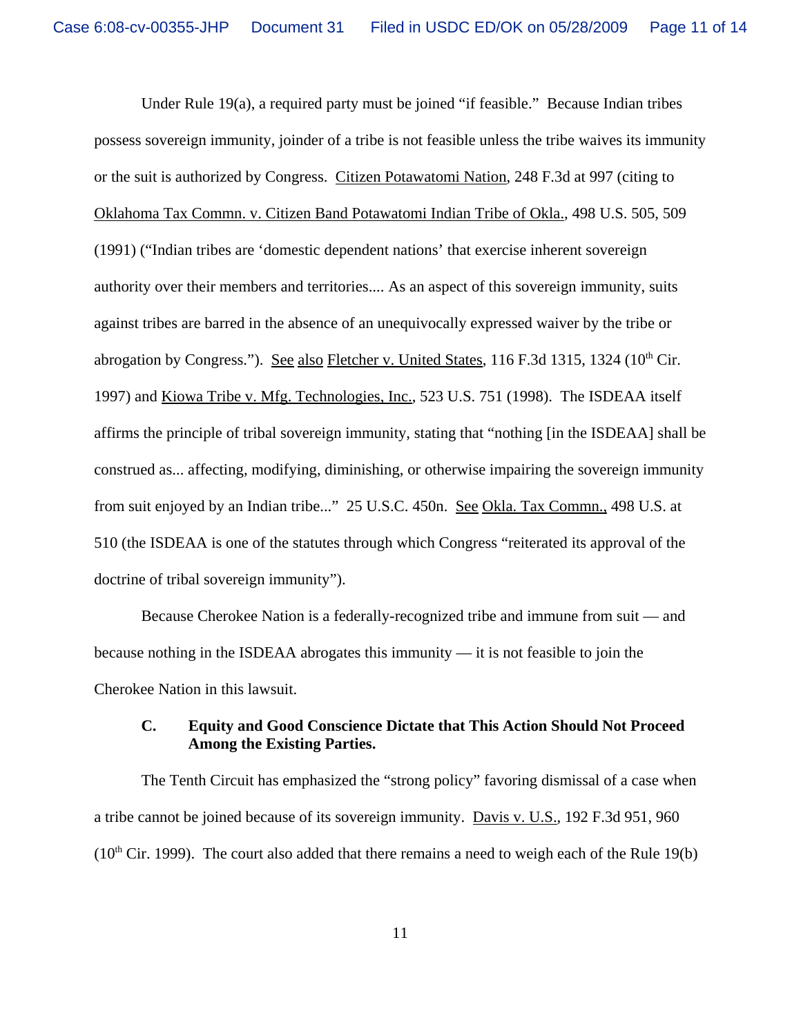Under Rule 19(a), a required party must be joined "if feasible." Because Indian tribes possess sovereign immunity, joinder of a tribe is not feasible unless the tribe waives its immunity or the suit is authorized by Congress. Citizen Potawatomi Nation, 248 F.3d at 997 (citing to Oklahoma Tax Commn. v. Citizen Band Potawatomi Indian Tribe of Okla., 498 U.S. 505, 509 (1991) ("Indian tribes are 'domestic dependent nations' that exercise inherent sovereign authority over their members and territories.... As an aspect of this sovereign immunity, suits against tribes are barred in the absence of an unequivocally expressed waiver by the tribe or abrogation by Congress."). See also Fletcher v. United States, 116 F.3d 1315, 1324 (10th Cir. 1997) and Kiowa Tribe v. Mfg. Technologies, Inc., 523 U.S. 751 (1998). The ISDEAA itself affirms the principle of tribal sovereign immunity, stating that "nothing [in the ISDEAA] shall be construed as... affecting, modifying, diminishing, or otherwise impairing the sovereign immunity from suit enjoyed by an Indian tribe..." 25 U.S.C. 450n. See Okla. Tax Commn., 498 U.S. at 510 (the ISDEAA is one of the statutes through which Congress "reiterated its approval of the doctrine of tribal sovereign immunity").

Because Cherokee Nation is a federally-recognized tribe and immune from suit — and because nothing in the ISDEAA abrogates this immunity — it is not feasible to join the Cherokee Nation in this lawsuit.

**C. Equity and Good Conscience Dictate that This Action Should Not Proceed Among the Existing Parties.**

The Tenth Circuit has emphasized the "strong policy" favoring dismissal of a case when a tribe cannot be joined because of its sovereign immunity. Davis v. U.S., 192 F.3d 951, 960 (10th Cir. 1999). The court also added that there remains a need to weigh each of the Rule 19(b)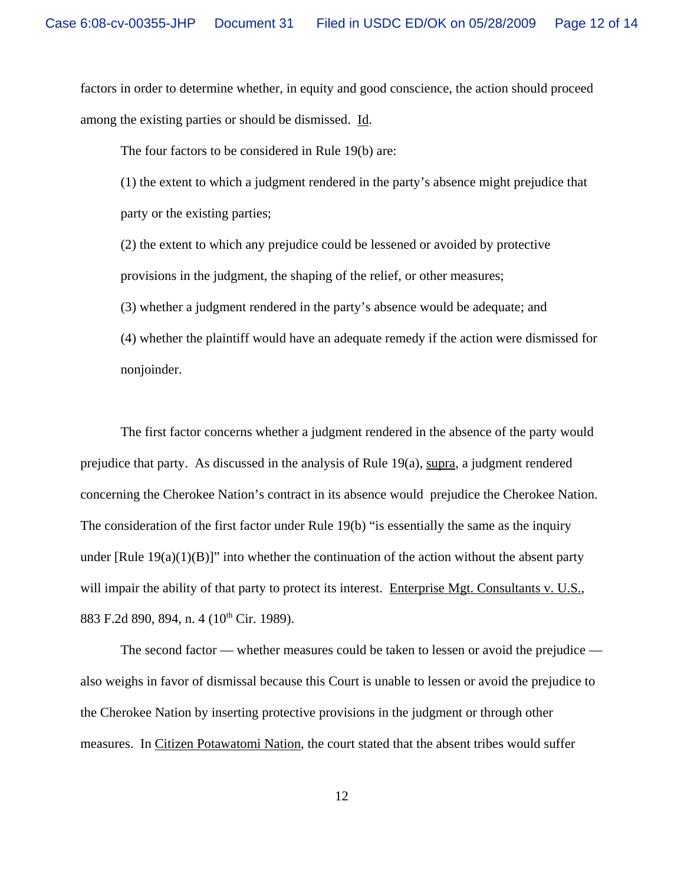factors in order to determine whether, in equity and good conscience, the action should proceed among the existing parties or should be dismissed. Id.

The four factors to be considered in Rule 19(b) are:

(1) the extent to which a judgment rendered in the party's absence might prejudice that party or the existing parties;

(2) the extent to which any prejudice could be lessened or avoided by protective provisions in the judgment, the shaping of the relief, or other measures;

(3) whether a judgment rendered in the party's absence would be adequate; and

(4) whether the plaintiff would have an adequate remedy if the action were dismissed for nonjoinder.

The first factor concerns whether a judgment rendered in the absence of the party would prejudice that party. As discussed in the analysis of Rule 19(a), supra, a judgment rendered concerning the Cherokee Nation's contract in its absence would prejudice the Cherokee Nation. The consideration of the first factor under Rule 19(b) "is essentially the same as the inquiry under [Rule 19(a)(1)(B)]" into whether the continuation of the action without the absent party will impair the ability of that party to protect its interest. Enterprise Mgt. Consultants v. U.S., 883 F.2d 890, 894, n. 4 (10th Cir. 1989).

The second factor — whether measures could be taken to lessen or avoid the prejudice — also weighs in favor of dismissal because this Court is unable to lessen or avoid the prejudice to the Cherokee Nation by inserting protective provisions in the judgment or through other measures. In Citizen Potawatomi Nation, the court stated that the absent tribes would suffer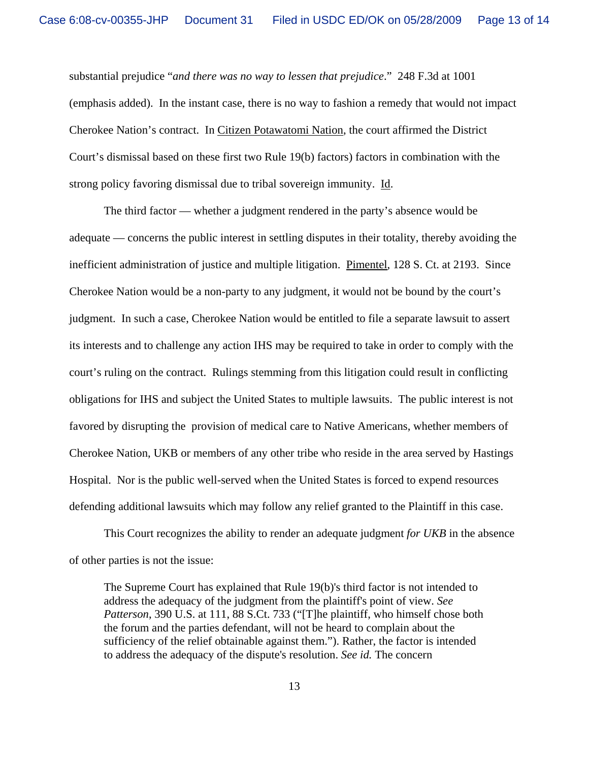substantial prejudice "*and there was no way to lessen that prejudice*." 248 F.3d at 1001 (emphasis added). In the instant case, there is no way to fashion a remedy that would not impact Cherokee Nation's contract. In Citizen Potawatomi Nation, the court affirmed the District Court's dismissal based on these first two Rule 19(b) factors) factors in combination with the strong policy favoring dismissal due to tribal sovereign immunity. Id.

The third factor — whether a judgment rendered in the party's absence would be adequate — concerns the public interest in settling disputes in their totality, thereby avoiding the inefficient administration of justice and multiple litigation. Pimentel, 128 S. Ct. at 2193. Since Cherokee Nation would be a non-party to any judgment, it would not be bound by the court's judgment. In such a case, Cherokee Nation would be entitled to file a separate lawsuit to assert its interests and to challenge any action IHS may be required to take in order to comply with the court's ruling on the contract. Rulings stemming from this litigation could result in conflicting obligations for IHS and subject the United States to multiple lawsuits. The public interest is not favored by disrupting the provision of medical care to Native Americans, whether members of Cherokee Nation, UKB or members of any other tribe who reside in the area served by Hastings Hospital. Nor is the public well-served when the United States is forced to expend resources defending additional lawsuits which may follow any relief granted to the Plaintiff in this case.

This Court recognizes the ability to render an adequate judgment *for UKB* in the absence of other parties is not the issue:

> The Supreme Court has explained that Rule 19(b)'s third factor is not intended to address the adequacy of the judgment from the plaintiff's point of view. *See Patterson*, 390 U.S. at 111, 88 S.Ct. 733 ("[T]he plaintiff, who himself chose both the forum and the parties defendant, will not be heard to complain about the sufficiency of the relief obtainable against them."). Rather, the factor is intended to address the adequacy of the dispute's resolution. *See id.* The concern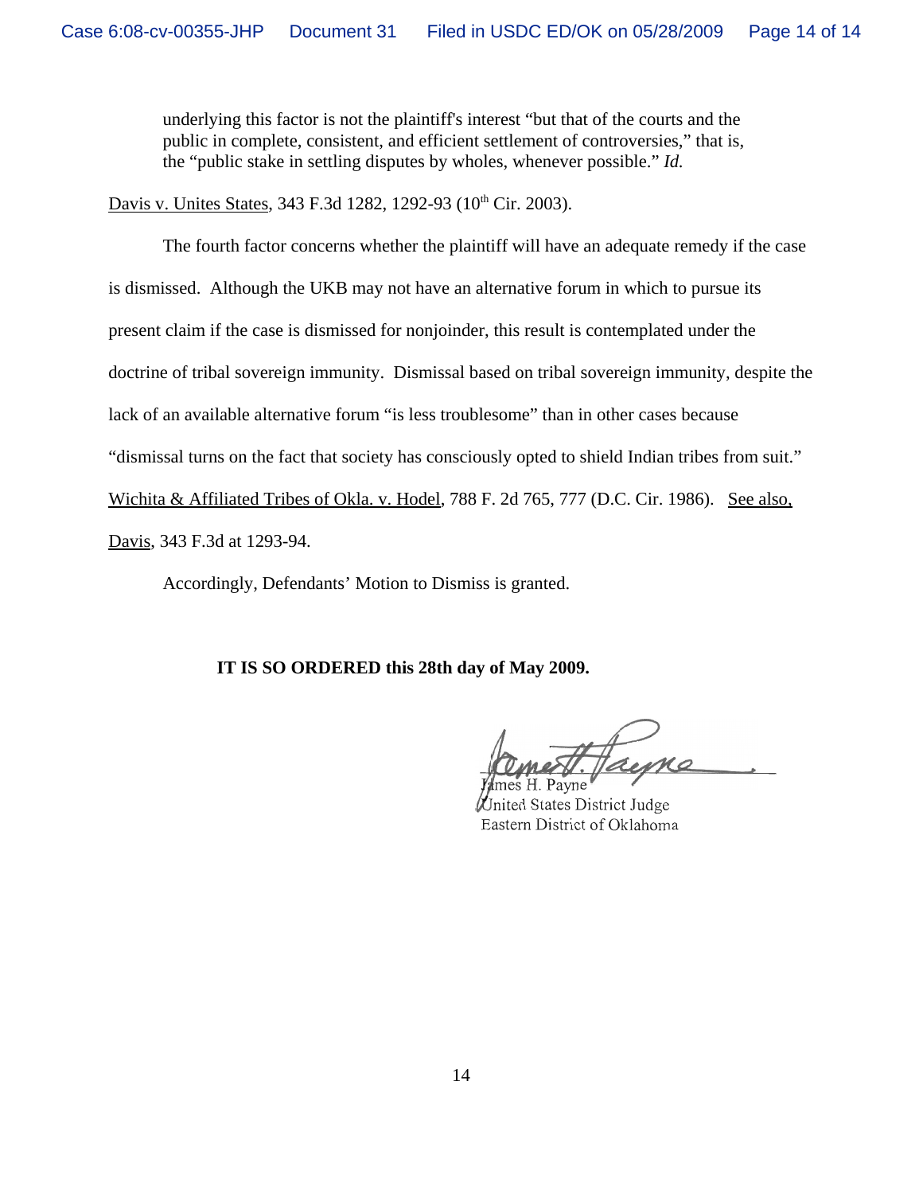> underlying this factor is not the plaintiff's interest "but that of the courts and the public in complete, consistent, and efficient settlement of controversies," that is, the "public stake in settling disputes by wholes, whenever possible." *Id.*

Davis v. Unites States, 343 F.3d 1282, 1292-93 (10th Cir. 2003).

The fourth factor concerns whether the plaintiff will have an adequate remedy if the case is dismissed. Although the UKB may not have an alternative forum in which to pursue its present claim if the case is dismissed for nonjoinder, this result is contemplated under the doctrine of tribal sovereign immunity. Dismissal based on tribal sovereign immunity, despite the lack of an available alternative forum "is less troublesome" than in other cases because "dismissal turns on the fact that society has consciously opted to shield Indian tribes from suit." Wichita & Affiliated Tribes of Okla. v. Hodel, 788 F. 2d 765, 777 (D.C. Cir. 1986). See also, Davis, 343 F.3d at 1293-94.

Accordingly, Defendants' Motion to Dismiss is granted.

**IT IS SO ORDERED this 28th day of May 2009.**

James H. Payne
United States District Judge
Eastern District of Oklahoma